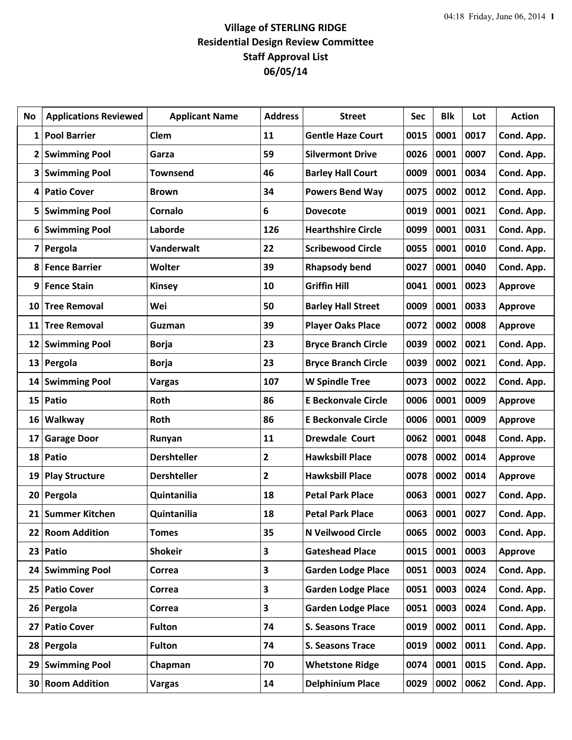# Village of STERLING RIDGE
## Residential Design Review Committee
## Staff Approval List
## 06/05/14

| No | Applications Reviewed | Applicant Name | Address | Street | Sec | Blk | Lot | Action |
|---|---|---|---|---|---|---|---|---|
| 1 | Pool Barrier | Clem | 11 | Gentle Haze Court | 0015 | 0001 | 0017 | Cond. App. |
| 2 | Swimming Pool | Garza | 59 | Silvermont Drive | 0026 | 0001 | 0007 | Cond. App. |
| 3 | Swimming Pool | Townsend | 46 | Barley Hall Court | 0009 | 0001 | 0034 | Cond. App. |
| 4 | Patio Cover | Brown | 34 | Powers Bend Way | 0075 | 0002 | 0012 | Cond. App. |
| 5 | Swimming Pool | Cornalo | 6 | Dovecote | 0019 | 0001 | 0021 | Cond. App. |
| 6 | Swimming Pool | Laborde | 126 | Hearthshire Circle | 0099 | 0001 | 0031 | Cond. App. |
| 7 | Pergola | Vanderwalt | 22 | Scribewood Circle | 0055 | 0001 | 0010 | Cond. App. |
| 8 | Fence Barrier | Wolter | 39 | Rhapsody bend | 0027 | 0001 | 0040 | Cond. App. |
| 9 | Fence Stain | Kinsey | 10 | Griffin Hill | 0041 | 0001 | 0023 | Approve |
| 10 | Tree Removal | Wei | 50 | Barley Hall Street | 0009 | 0001 | 0033 | Approve |
| 11 | Tree Removal | Guzman | 39 | Player Oaks Place | 0072 | 0002 | 0008 | Approve |
| 12 | Swimming Pool | Borja | 23 | Bryce Branch Circle | 0039 | 0002 | 0021 | Cond. App. |
| 13 | Pergola | Borja | 23 | Bryce Branch Circle | 0039 | 0002 | 0021 | Cond. App. |
| 14 | Swimming Pool | Vargas | 107 | W Spindle Tree | 0073 | 0002 | 0022 | Cond. App. |
| 15 | Patio | Roth | 86 | E Beckonvale Circle | 0006 | 0001 | 0009 | Approve |
| 16 | Walkway | Roth | 86 | E Beckonvale Circle | 0006 | 0001 | 0009 | Approve |
| 17 | Garage Door | Runyan | 11 | Drewdale Court | 0062 | 0001 | 0048 | Cond. App. |
| 18 | Patio | Dershteller | 2 | Hawksbill Place | 0078 | 0002 | 0014 | Approve |
| 19 | Play Structure | Dershteller | 2 | Hawksbill Place | 0078 | 0002 | 0014 | Approve |
| 20 | Pergola | Quintanilia | 18 | Petal Park Place | 0063 | 0001 | 0027 | Cond. App. |
| 21 | Summer Kitchen | Quintanilia | 18 | Petal Park Place | 0063 | 0001 | 0027 | Cond. App. |
| 22 | Room Addition | Tomes | 35 | N Veilwood Circle | 0065 | 0002 | 0003 | Cond. App. |
| 23 | Patio | Shokeir | 3 | Gateshead Place | 0015 | 0001 | 0003 | Approve |
| 24 | Swimming Pool | Correa | 3 | Garden Lodge Place | 0051 | 0003 | 0024 | Cond. App. |
| 25 | Patio Cover | Correa | 3 | Garden Lodge Place | 0051 | 0003 | 0024 | Cond. App. |
| 26 | Pergola | Correa | 3 | Garden Lodge Place | 0051 | 0003 | 0024 | Cond. App. |
| 27 | Patio Cover | Fulton | 74 | S. Seasons Trace | 0019 | 0002 | 0011 | Cond. App. |
| 28 | Pergola | Fulton | 74 | S. Seasons Trace | 0019 | 0002 | 0011 | Cond. App. |
| 29 | Swimming Pool | Chapman | 70 | Whetstone Ridge | 0074 | 0001 | 0015 | Cond. App. |
| 30 | Room Addition | Vargas | 14 | Delphinium Place | 0029 | 0002 | 0062 | Cond. App. |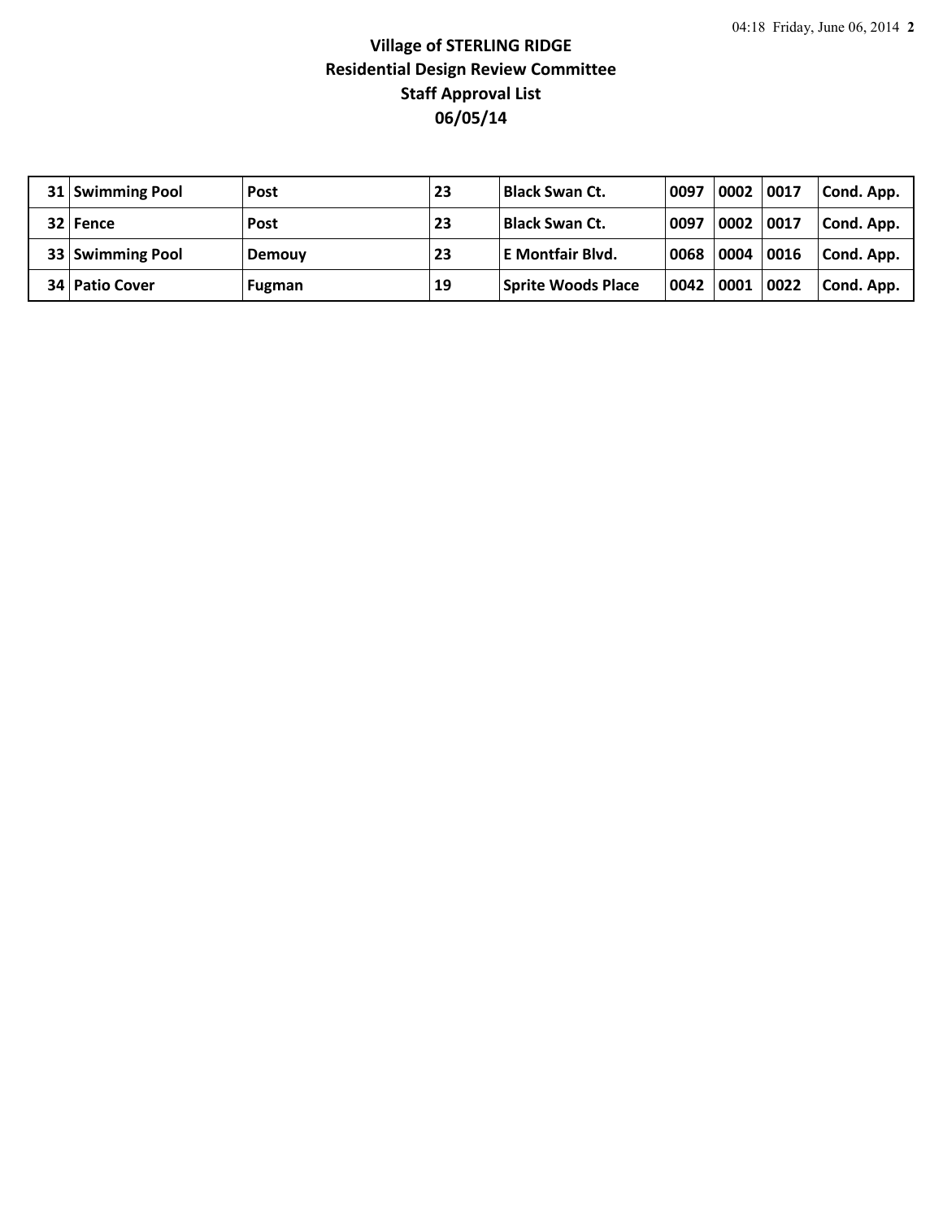**Village of STERLING RIDGE**
**Residential Design Review Committee**
**Staff Approval List**
**06/05/14**

| | | | | | | | | |
|---|---|---|---|---|---|---|---|---|
| 31 | Swimming Pool | Post | 23 | Black Swan Ct. | 0097 | 0002 | 0017 | Cond. App. |
| 32 | Fence | Post | 23 | Black Swan Ct. | 0097 | 0002 | 0017 | Cond. App. |
| 33 | Swimming Pool | Demouy | 23 | E Montfair Blvd. | 0068 | 0004 | 0016 | Cond. App. |
| 34 | Patio Cover | Fugman | 19 | Sprite Woods Place | 0042 | 0001 | 0022 | Cond. App. |